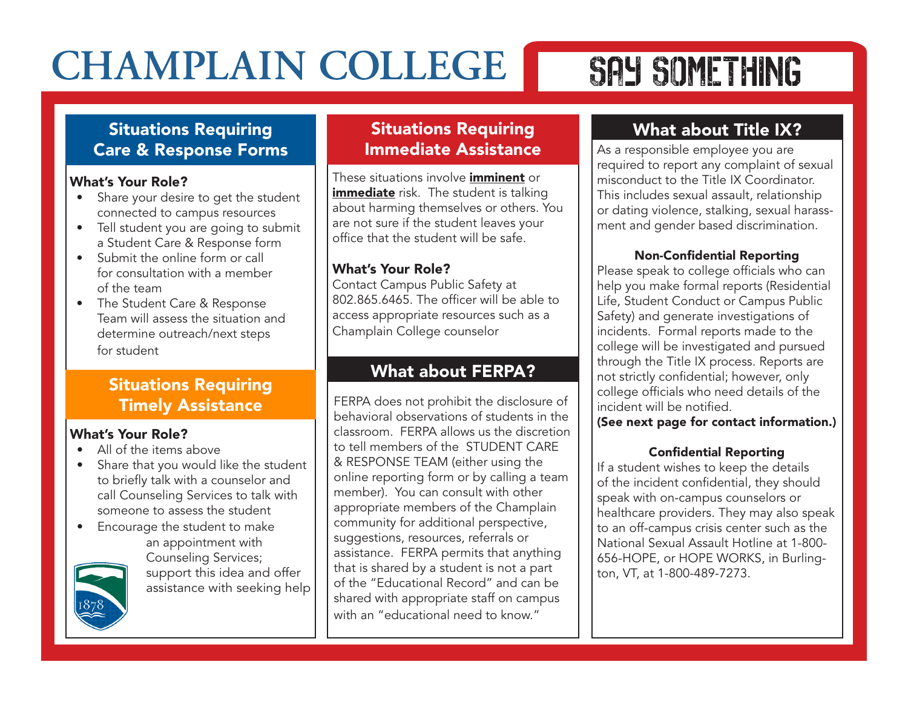# CHAMPLAIN COLLEGE

# SAY SOMETHING

## Situations Requiring Care & Response Forms

**What's Your Role?**

- Share your desire to get the student connected to campus resources
- Tell student you are going to submit a Student Care & Response form
- Submit the online form or call for consultation with a member of the team
- The Student Care & Response Team will assess the situation and determine outreach/next steps for student

## Situations Requiring Timely Assistance

**What's Your Role?**

- All of the items above
- Share that you would like the student to briefly talk with a counselor and call Counseling Services to talk with someone to assess the student
- Encourage the student to make an appointment with Counseling Services; support this idea and offer assistance with seeking help

## Situations Requiring Immediate Assistance

These situations involve **imminent** or **immediate** risk. The student is talking about harming themselves or others. You are not sure if the student leaves your office that the student will be safe.

**What's Your Role?**

Contact Campus Public Safety at 802.865.6465. The officer will be able to access appropriate resources such as a Champlain College counselor

## What about FERPA?

FERPA does not prohibit the disclosure of behavioral observations of students in the classroom. FERPA allows us the discretion to tell members of the STUDENT CARE & RESPONSE TEAM (either using the online reporting form or by calling a team member). You can consult with other appropriate members of the Champlain community for additional perspective, suggestions, resources, referrals or assistance. FERPA permits that anything that is shared by a student is not a part of the "Educational Record" and can be shared with appropriate staff on campus with an "educational need to know."

## What about Title IX?

As a responsible employee you are required to report any complaint of sexual misconduct to the Title IX Coordinator. This includes sexual assault, relationship or dating violence, stalking, sexual harassment and gender based discrimination.

**Non-Confidential Reporting**

Please speak to college officials who can help you make formal reports (Residential Life, Student Conduct or Campus Public Safety) and generate investigations of incidents. Formal reports made to the college will be investigated and pursued through the Title IX process. Reports are not strictly confidential; however, only college officials who need details of the incident will be notified.
**(See next page for contact information.)**

**Confidential Reporting**

If a student wishes to keep the details of the incident confidential, they should speak with on-campus counselors or healthcare providers. They may also speak to an off-campus crisis center such as the National Sexual Assault Hotline at 1-800-656-HOPE, or HOPE WORKS, in Burlington, VT, at 1-800-489-7273.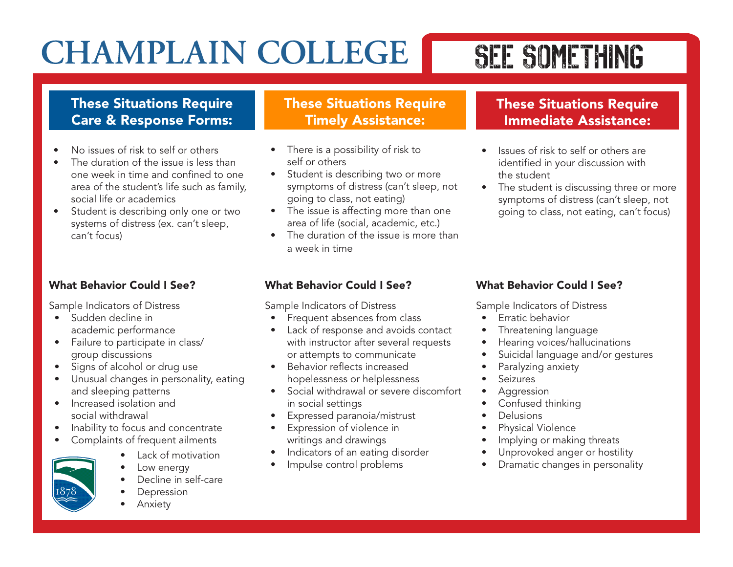# CHAMPLAIN COLLEGE

## SEE SOMETHING

### These Situations Require Care & Response Forms:

- No issues of risk to self or others
- The duration of the issue is less than one week in time and confined to one area of the student's life such as family, social life or academics
- Student is describing only one or two systems of distress (ex. can't sleep, can't focus)

#### What Behavior Could I See?

Sample Indicators of Distress

- Sudden decline in academic performance
- Failure to participate in class/ group discussions
- Signs of alcohol or drug use
- Unusual changes in personality, eating and sleeping patterns
- Increased isolation and social withdrawal
- Inability to focus and concentrate
- Complaints of frequent ailments
- Lack of motivation
- Low energy
- Decline in self-care
- Depression
- Anxiety

### These Situations Require Timely Assistance:

- There is a possibility of risk to self or others
- Student is describing two or more symptoms of distress (can't sleep, not going to class, not eating)
- The issue is affecting more than one area of life (social, academic, etc.)
- The duration of the issue is more than a week in time

#### What Behavior Could I See?

Sample Indicators of Distress

- Frequent absences from class
- Lack of response and avoids contact with instructor after several requests or attempts to communicate
- Behavior reflects increased hopelessness or helplessness
- Social withdrawal or severe discomfort in social settings
- Expressed paranoia/mistrust
- Expression of violence in writings and drawings
- Indicators of an eating disorder
- Impulse control problems

### These Situations Require Immediate Assistance:

- Issues of risk to self or others are identified in your discussion with the student
- The student is discussing three or more symptoms of distress (can't sleep, not going to class, not eating, can't focus)

#### What Behavior Could I See?

Sample Indicators of Distress

- Erratic behavior
- Threatening language
- Hearing voices/hallucinations
- Suicidal language and/or gestures
- Paralyzing anxiety
- Seizures
- Aggression
- Confused thinking
- Delusions
- Physical Violence
- Implying or making threats
- Unprovoked anger or hostility
- Dramatic changes in personality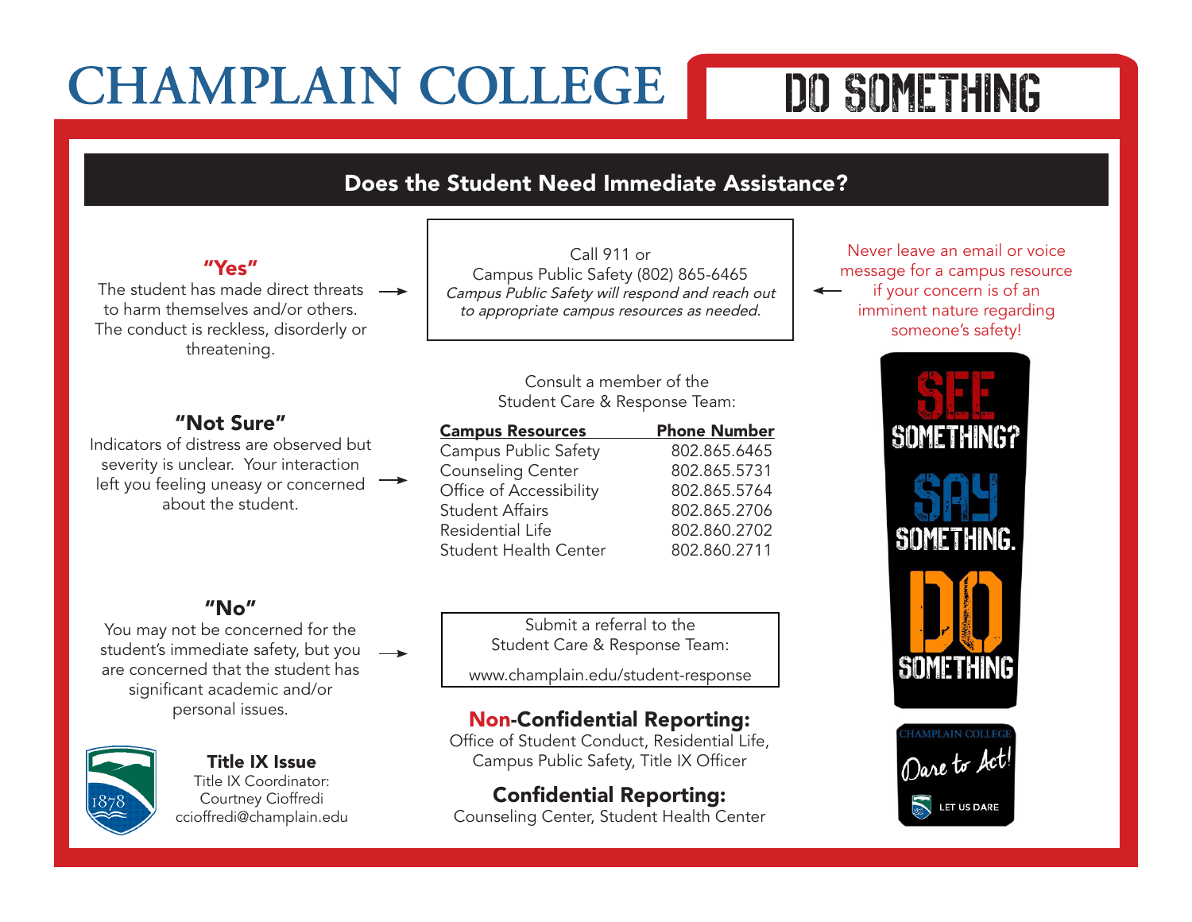# CHAMPLAIN COLLEGE

# DO SOMETHING

## Does the Student Need Immediate Assistance?

### "Yes"

The student has made direct threats to harm themselves and/or others. The conduct is reckless, disorderly or threatening. →

Call 911 or
Campus Public Safety (802) 865-6465
*Campus Public Safety will respond and reach out to appropriate campus resources as needed.*

← Never leave an email or voice message for a campus resource if your concern is of an imminent nature regarding someone's safety!

### "Not Sure"

Indicators of distress are observed but severity is unclear. Your interaction left you feeling uneasy or concerned about the student. →

Consult a member of the Student Care & Response Team:

| Campus Resources | Phone Number |
|---|---|
| Campus Public Safety | 802.865.6465 |
| Counseling Center | 802.865.5731 |
| Office of Accessibility | 802.865.5764 |
| Student Affairs | 802.865.2706 |
| Residential Life | 802.860.2702 |
| Student Health Center | 802.860.2711 |

### "No"

You may not be concerned for the student's immediate safety, but you are concerned that the student has significant academic and/or personal issues. →

Submit a referral to the Student Care & Response Team:

www.champlain.edu/student-response

**Non-Confidential Reporting:**
Office of Student Conduct, Residential Life, Campus Public Safety, Title IX Officer

**Confidential Reporting:**
Counseling Center, Student Health Center

**Title IX Issue**
Title IX Coordinator:
Courtney Cioffredi
ccioffredi@champlain.edu

SEE SOMETHING? SAY SOMETHING. DO SOMETHING

CHAMPLAIN COLLEGE
Dare to Act!
LET US DARE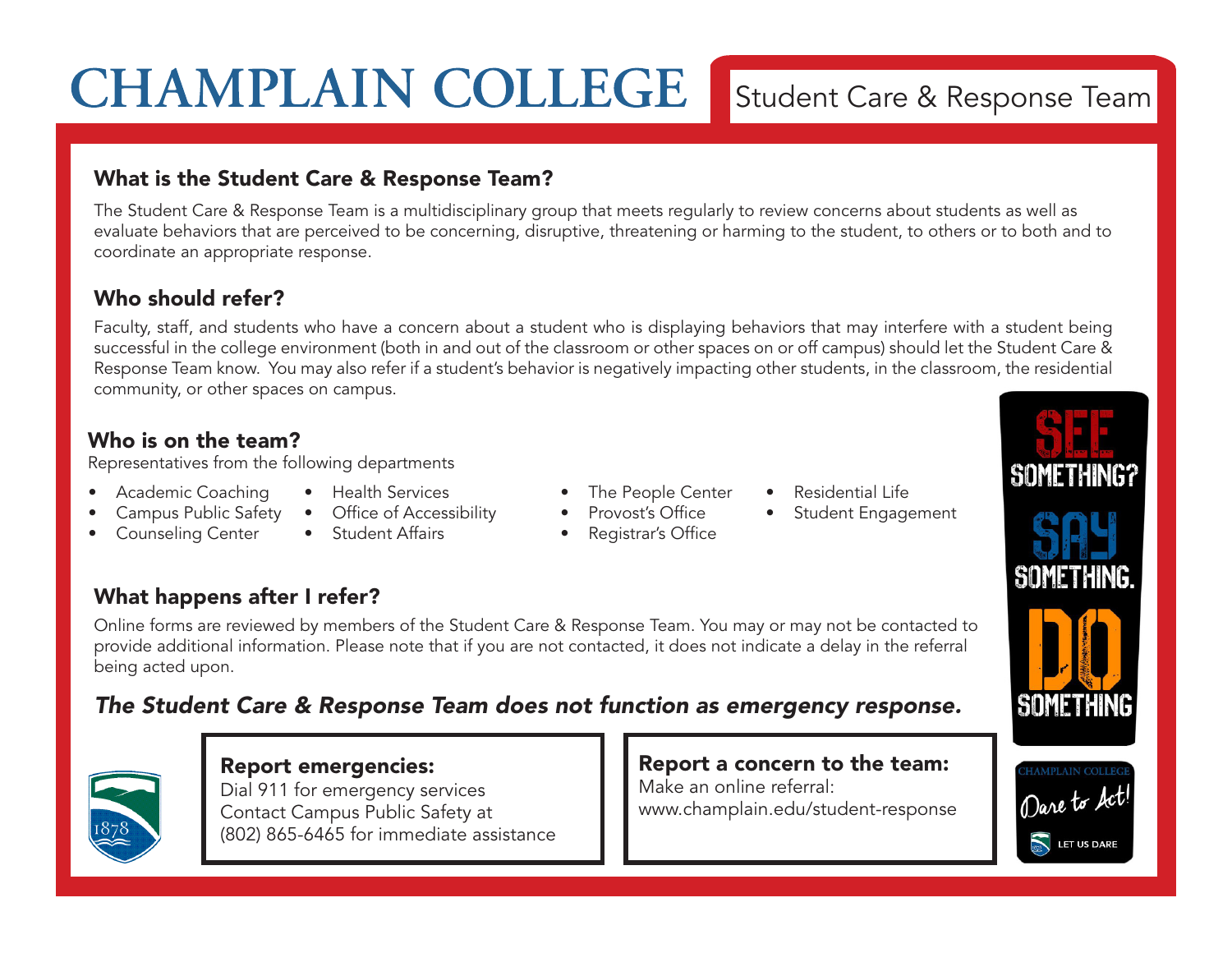# CHAMPLAIN COLLEGE

## Student Care & Response Team

### What is the Student Care & Response Team?

The Student Care & Response Team is a multidisciplinary group that meets regularly to review concerns about students as well as evaluate behaviors that are perceived to be concerning, disruptive, threatening or harming to the student, to others or to both and to coordinate an appropriate response.

### Who should refer?

Faculty, staff, and students who have a concern about a student who is displaying behaviors that may interfere with a student being successful in the college environment (both in and out of the classroom or other spaces on or off campus) should let the Student Care & Response Team know. You may also refer if a student's behavior is negatively impacting other students, in the classroom, the residential community, or other spaces on campus.

### Who is on the team?

Representatives from the following departments

- Academic Coaching
- Campus Public Safety
- Counseling Center
- Health Services
- Office of Accessibility
- Student Affairs
- The People Center
- Provost's Office
- Registrar's Office
- Residential Life
- Student Engagement

### What happens after I refer?

Online forms are reviewed by members of the Student Care & Response Team. You may or may not be contacted to provide additional information. Please note that if you are not contacted, it does not indicate a delay in the referral being acted upon.

***The Student Care & Response Team does not function as emergency response.***

**Report emergencies:**
Dial 911 for emergency services
Contact Campus Public Safety at
(802) 865-6465 for immediate assistance

**Report a concern to the team:**
Make an online referral:
www.champlain.edu/student-response

SEE SOMETHING? SAY SOMETHING. DO SOMETHING

CHAMPLAIN COLLEGE
Dare to Act!
LET US DARE